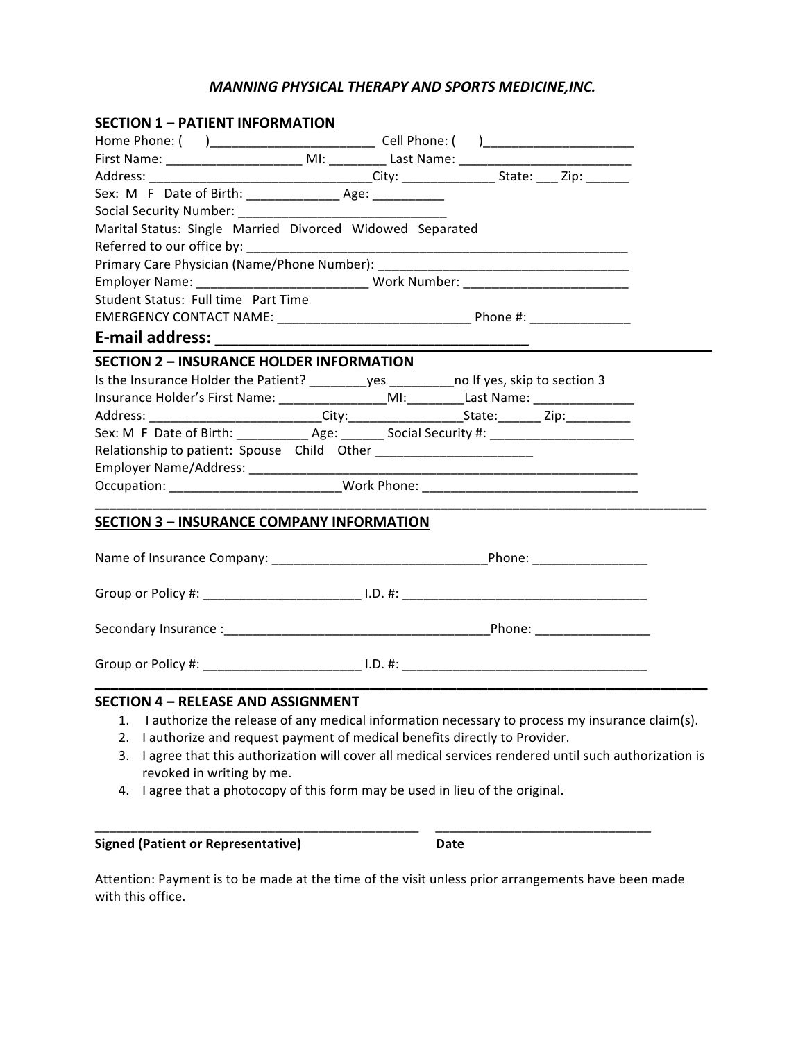## *MANNING PHYSICAL THERAPY AND SPORTS MEDICINE,INC.*

### SECTION 1 – PATIENT INFORMATION

Home Phone: ( )_______________________ Cell Phone: ( )_____________________

First Name: ___________________ MI: ________ Last Name: _________________________

Address: _______________________________City: _____________ State: ___ Zip: ______

Sex: M F Date of Birth: _____________ Age: __________

Social Security Number: ______________________________

Marital Status: Single Married Divorced Widowed Separated

Referred to our office by: ________________________________________________________

Primary Care Physician (Name/Phone Number): ___________________________________

Employer Name: ________________________ Work Number: _______________________

Student Status: Full time Part Time

EMERGENCY CONTACT NAME: ___________________________ Phone #: ______________

**E-mail address: _______________________________________**

### SECTION 2 – INSURANCE HOLDER INFORMATION

Is the Insurance Holder the Patient? ________yes _________no If yes, skip to section 3

Insurance Holder's First Name: _______________MI:________Last Name: ______________

Address: ________________________City:________________State:______ Zip:_________

Sex: M F Date of Birth: __________ Age: ______ Social Security #: ____________________

Relationship to patient: Spouse Child Other ______________________

Employer Name/Address: ___________________________________________________

Occupation: _______________________Work Phone: ______________________________

### SECTION 3 – INSURANCE COMPANY INFORMATION

Name of Insurance Company: ______________________________Phone: ________________

Group or Policy #: ______________________ I.D. #: __________________________________

Secondary Insurance :_____________________________________Phone: ________________

Group or Policy #: ______________________ I.D. #: __________________________________

### SECTION 4 – RELEASE AND ASSIGNMENT

1. I authorize the release of any medical information necessary to process my insurance claim(s).
2. I authorize and request payment of medical benefits directly to Provider.
3. I agree that this authorization will cover all medical services rendered until such authorization is revoked in writing by me.
4. I agree that a photocopy of this form may be used in lieu of the original.

_______________________________________________ ______________________________

**Signed (Patient or Representative)** **Date**

Attention: Payment is to be made at the time of the visit unless prior arrangements have been made with this office.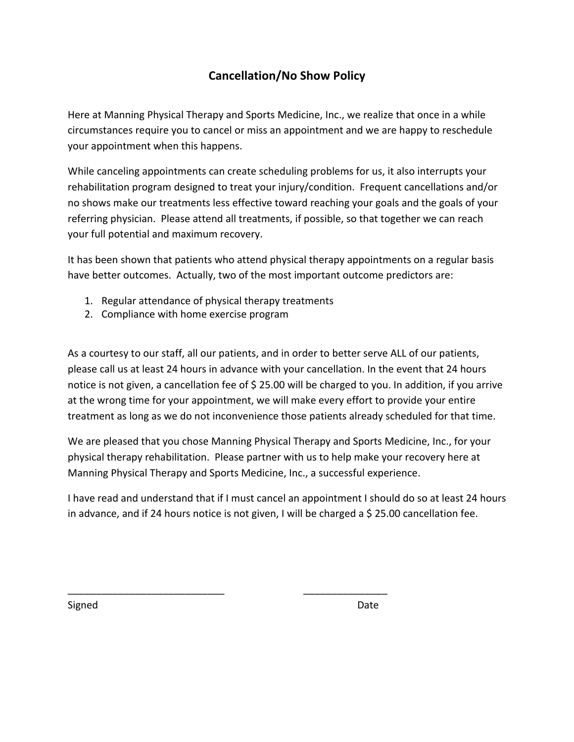# Cancellation/No Show Policy

Here at Manning Physical Therapy and Sports Medicine, Inc., we realize that once in a while circumstances require you to cancel or miss an appointment and we are happy to reschedule your appointment when this happens.

While canceling appointments can create scheduling problems for us, it also interrupts your rehabilitation program designed to treat your injury/condition. Frequent cancellations and/or no shows make our treatments less effective toward reaching your goals and the goals of your referring physician. Please attend all treatments, if possible, so that together we can reach your full potential and maximum recovery.

It has been shown that patients who attend physical therapy appointments on a regular basis have better outcomes. Actually, two of the most important outcome predictors are:

1. Regular attendance of physical therapy treatments
2. Compliance with home exercise program

As a courtesy to our staff, all our patients, and in order to better serve ALL of our patients, please call us at least 24 hours in advance with your cancellation. In the event that 24 hours notice is not given, a cancellation fee of $ 25.00 will be charged to you. In addition, if you arrive at the wrong time for your appointment, we will make every effort to provide your entire treatment as long as we do not inconvenience those patients already scheduled for that time.

We are pleased that you chose Manning Physical Therapy and Sports Medicine, Inc., for your physical therapy rehabilitation. Please partner with us to help make your recovery here at Manning Physical Therapy and Sports Medicine, Inc., a successful experience.

I have read and understand that if I must cancel an appointment I should do so at least 24 hours in advance, and if 24 hours notice is not given, I will be charged a $ 25.00 cancellation fee.

____________________________ _______________

Signed Date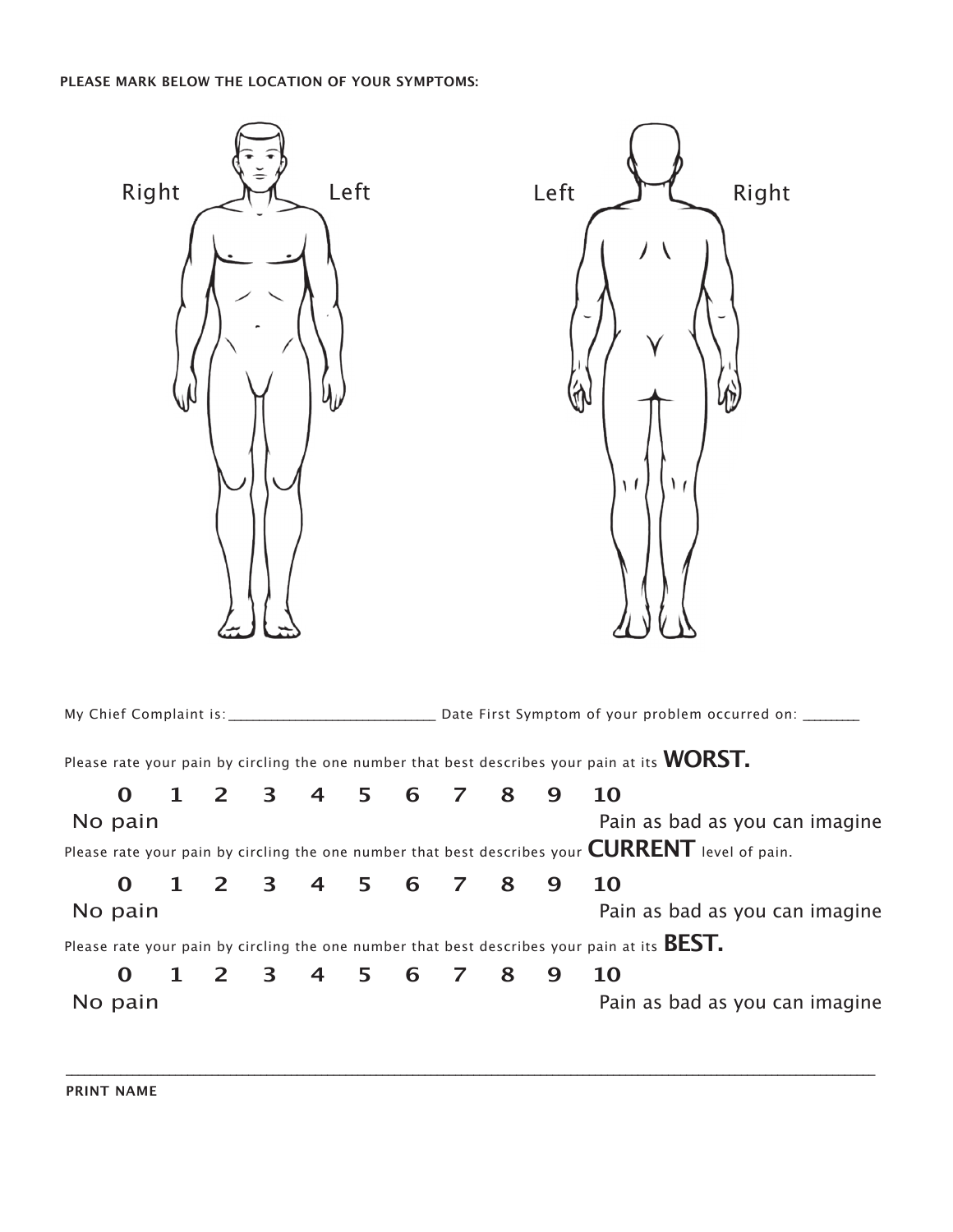**PLEASE MARK BELOW THE LOCATION OF YOUR SYMPTOMS:**

Right Left Left Right

My Chief Complaint is: ____________________________ Date First Symptom of your problem occurred on: ________

Please rate your pain by circling the one number that best describes your pain at its **WORST.**

**0 1 2 3 4 5 6 7 8 9 10**

No pain Pain as bad as you can imagine

Please rate your pain by circling the one number that best describes your **CURRENT** level of pain.

**0 1 2 3 4 5 6 7 8 9 10**

No pain Pain as bad as you can imagine

Please rate your pain by circling the one number that best describes your pain at its **BEST.**

**0 1 2 3 4 5 6 7 8 9 10**

No pain Pain as bad as you can imagine

______________________________________________________________________________________________

**PRINT NAME**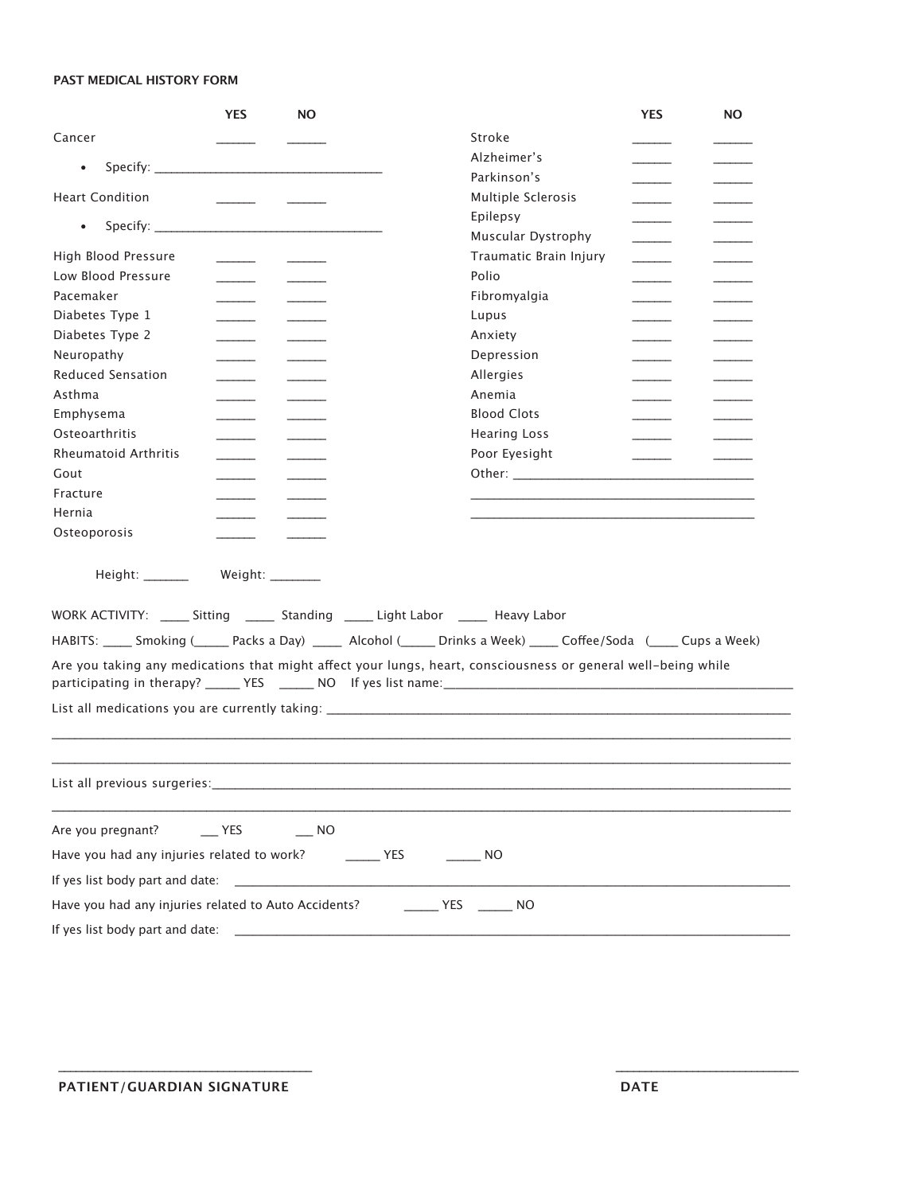**PAST MEDICAL HISTORY FORM**

| | YES | NO |
|---|---|---|
| Cancer | ______ | ______ |
| • Specify: ___________________________________ | | |
| Heart Condition | ______ | ______ |
| • Specify: ___________________________________ | | |
| High Blood Pressure | ______ | ______ |
| Low Blood Pressure | ______ | ______ |
| Pacemaker | ______ | ______ |
| Diabetes Type 1 | ______ | ______ |
| Diabetes Type 2 | ______ | ______ |
| Neuropathy | ______ | ______ |
| Reduced Sensation | ______ | ______ |
| Asthma | ______ | ______ |
| Emphysema | ______ | ______ |
| Osteoarthritis | ______ | ______ |
| Rheumatoid Arthritis | ______ | ______ |
| Gout | ______ | ______ |
| Fracture | ______ | ______ |
| Hernia | ______ | ______ |
| Osteoporosis | ______ | ______ |

| | YES | NO |
|---|---|---|
| Stroke | ______ | ______ |
| Alzheimer's | ______ | ______ |
| Parkinson's | ______ | ______ |
| Multiple Sclerosis | ______ | ______ |
| Epilepsy | ______ | ______ |
| Muscular Dystrophy | ______ | ______ |
| Traumatic Brain Injury | ______ | ______ |
| Polio | ______ | ______ |
| Fibromyalgia | ______ | ______ |
| Lupus | ______ | ______ |
| Anxiety | ______ | ______ |
| Depression | ______ | ______ |
| Allergies | ______ | ______ |
| Anemia | ______ | ______ |
| Blood Clots | ______ | ______ |
| Hearing Loss | ______ | ______ |
| Poor Eyesight | ______ | ______ |

Other: ____________________________________

__________________________________________

__________________________________________

Height: _______ Weight: ________

WORK ACTIVITY: _____ Sitting _____ Standing _____ Light Labor _____ Heavy Labor

HABITS: _____ Smoking (_____ Packs a Day) _____ Alcohol (_____ Drinks a Week) _____ Coffee/Soda (_____ Cups a Week)

Are you taking any medications that might affect your lungs, heart, consciousness or general well-being while participating in therapy? _____ YES _____ NO If yes list name:_______________________________________________________

List all medications you are currently taking: ___________________________________________________________________________

_____________________________________________________________________________________________________________

_____________________________________________________________________________________________________________

List all previous surgeries:_______________________________________________________________________________________

_____________________________________________________________________________________________________________

Are you pregnant? ___ YES ___ NO

Have you had any injuries related to work? _____ YES _____ NO

If yes list body part and date: ______________________________________________________________________________________

Have you had any injuries related to Auto Accidents? _____ YES _____ NO

If yes list body part and date: ______________________________________________________________________________________

___________________________________ ___________________________

**PATIENT/GUARDIAN SIGNATURE** **DATE**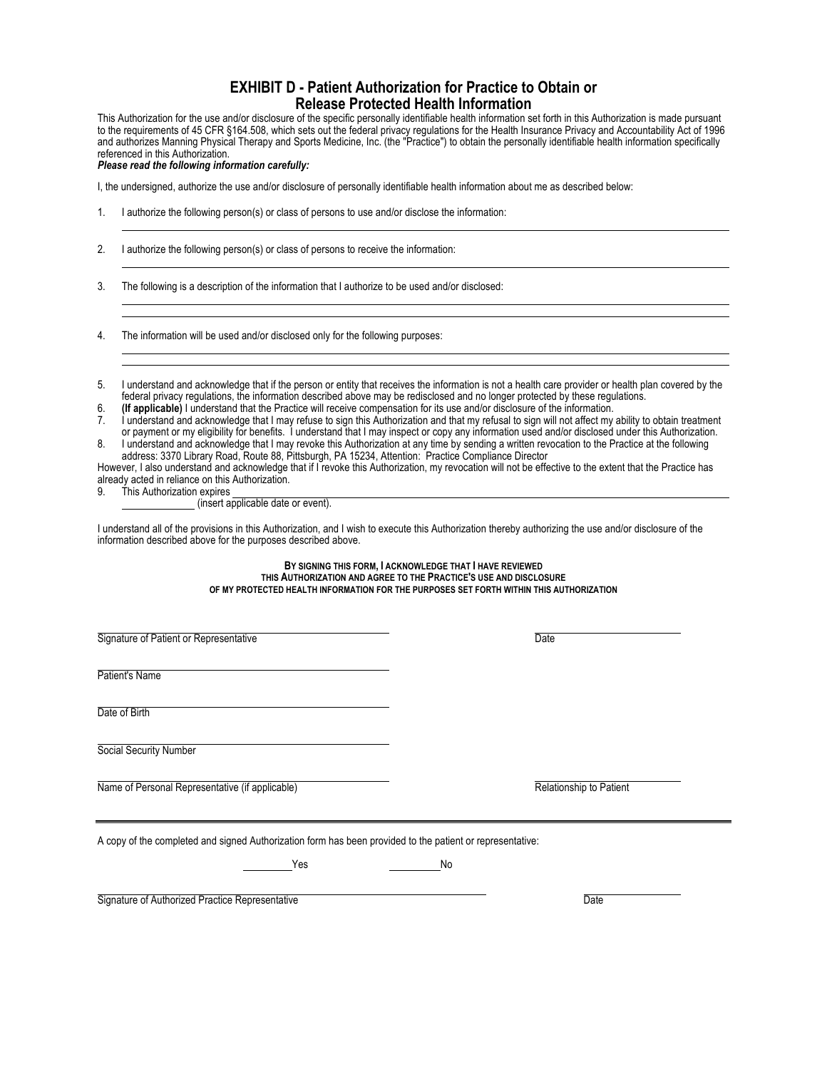# EXHIBIT D - Patient Authorization for Practice to Obtain or Release Protected Health Information

This Authorization for the use and/or disclosure of the specific personally identifiable health information set forth in this Authorization is made pursuant to the requirements of 45 CFR §164.508, which sets out the federal privacy regulations for the Health Insurance Privacy and Accountability Act of 1996 and authorizes Manning Physical Therapy and Sports Medicine, Inc. (the "Practice") to obtain the personally identifiable health information specifically referenced in this Authorization.

***Please read the following information carefully:***

I, the undersigned, authorize the use and/or disclosure of personally identifiable health information about me as described below:

1. I authorize the following person(s) or class of persons to use and/or disclose the information:

   ______________________________________________________________

2. I authorize the following person(s) or class of persons to receive the information:

   ______________________________________________________________

3. The following is a description of the information that I authorize to be used and/or disclosed:

   ______________________________________________________________
   ______________________________________________________________

4. The information will be used and/or disclosed only for the following purposes:

   ______________________________________________________________
   ______________________________________________________________

5. I understand and acknowledge that if the person or entity that receives the information is not a health care provider or health plan covered by the federal privacy regulations, the information described above may be redisclosed and no longer protected by these regulations.
6. **(If applicable)** I understand that the Practice will receive compensation for its use and/or disclosure of the information.
7. I understand and acknowledge that I may refuse to sign this Authorization and that my refusal to sign will not affect my ability to obtain treatment or payment or my eligibility for benefits. I understand that I may inspect or copy any information used and/or disclosed under this Authorization.
8. I understand and acknowledge that I may revoke this Authorization at any time by sending a written revocation to the Practice at the following address: 3370 Library Road, Route 88, Pittsburgh, PA 15234, Attention: Practice Compliance Director

However, I also understand and acknowledge that if I revoke this Authorization, my revocation will not be effective to the extent that the Practice has already acted in reliance on this Authorization.

9. This Authorization expires ______________________________________________
   ____________ (insert applicable date or event).

I understand all of the provisions in this Authorization, and I wish to execute this Authorization thereby authorizing the use and/or disclosure of the information described above for the purposes described above.

**BY SIGNING THIS FORM, I ACKNOWLEDGE THAT I HAVE REVIEWED THIS AUTHORIZATION AND AGREE TO THE PRACTICE'S USE AND DISCLOSURE OF MY PROTECTED HEALTH INFORMATION FOR THE PURPOSES SET FORTH WITHIN THIS AUTHORIZATION**

______________________________________ ____________________
Signature of Patient or Representative Date

______________________________________
Patient's Name

______________________________________
Date of Birth

______________________________________
Social Security Number

______________________________________ ____________________
Name of Personal Representative (if applicable) Relationship to Patient

---

A copy of the completed and signed Authorization form has been provided to the patient or representative:

________ Yes ________ No

______________________________________ ____________________
Signature of Authorized Practice Representative Date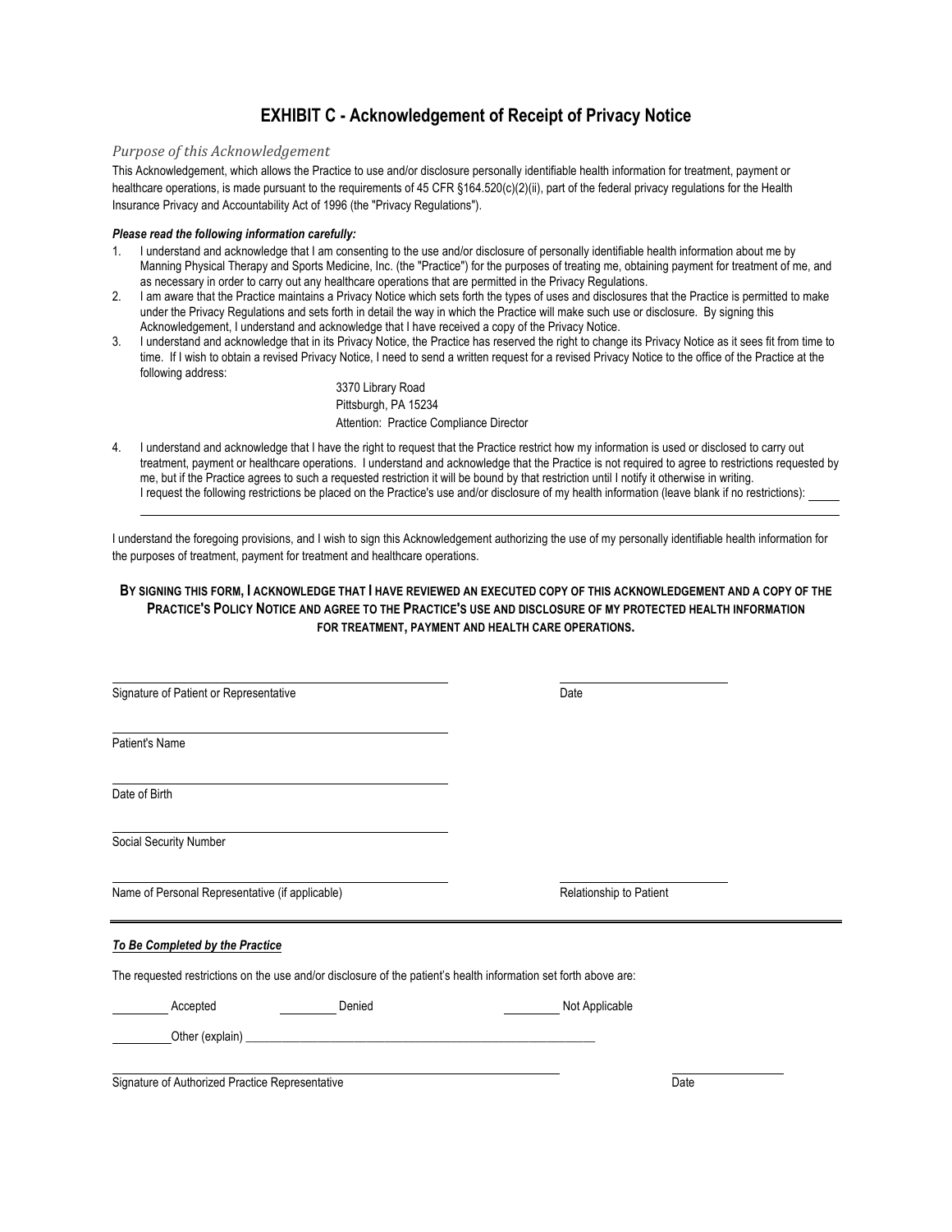# EXHIBIT C - Acknowledgement of Receipt of Privacy Notice

*Purpose of this Acknowledgement*

This Acknowledgement, which allows the Practice to use and/or disclosure personally identifiable health information for treatment, payment or healthcare operations, is made pursuant to the requirements of 45 CFR §164.520(c)(2)(ii), part of the federal privacy regulations for the Health Insurance Privacy and Accountability Act of 1996 (the "Privacy Regulations").

***Please read the following information carefully:***

1. I understand and acknowledge that I am consenting to the use and/or disclosure of personally identifiable health information about me by Manning Physical Therapy and Sports Medicine, Inc. (the "Practice") for the purposes of treating me, obtaining payment for treatment of me, and as necessary in order to carry out any healthcare operations that are permitted in the Privacy Regulations.
2. I am aware that the Practice maintains a Privacy Notice which sets forth the types of uses and disclosures that the Practice is permitted to make under the Privacy Regulations and sets forth in detail the way in which the Practice will make such use or disclosure. By signing this Acknowledgement, I understand and acknowledge that I have received a copy of the Privacy Notice.
3. I understand and acknowledge that in its Privacy Notice, the Practice has reserved the right to change its Privacy Notice as it sees fit from time to time. If I wish to obtain a revised Privacy Notice, I need to send a written request for a revised Privacy Notice to the office of the Practice at the following address:

   3370 Library Road
   Pittsburgh, PA 15234
   Attention: Practice Compliance Director

4. I understand and acknowledge that I have the right to request that the Practice restrict how my information is used or disclosed to carry out treatment, payment or healthcare operations. I understand and acknowledge that the Practice is not required to agree to restrictions requested by me, but if the Practice agrees to such a requested restriction it will be bound by that restriction until I notify it otherwise in writing.
   I request the following restrictions be placed on the Practice's use and/or disclosure of my health information (leave blank if no restrictions): _____

   ______________________________________________________________________________

I understand the foregoing provisions, and I wish to sign this Acknowledgement authorizing the use of my personally identifiable health information for the purposes of treatment, payment for treatment and healthcare operations.

**BY SIGNING THIS FORM, I ACKNOWLEDGE THAT I HAVE REVIEWED AN EXECUTED COPY OF THIS ACKNOWLEDGEMENT AND A COPY OF THE PRACTICE'S POLICY NOTICE AND AGREE TO THE PRACTICE'S USE AND DISCLOSURE OF MY PROTECTED HEALTH INFORMATION FOR TREATMENT, PAYMENT AND HEALTH CARE OPERATIONS.**

______________________________ ______________________
Signature of Patient or Representative Date

______________________________
Patient's Name

______________________________
Date of Birth

______________________________
Social Security Number

______________________________ ______________________
Name of Personal Representative (if applicable) Relationship to Patient

---

***To Be Completed by the Practice***

The requested restrictions on the use and/or disclosure of the patient's health information set forth above are:

_________ Accepted _________ Denied _________ Not Applicable

_________Other (explain) ______________________________________________

______________________________________________ ______________________
Signature of Authorized Practice Representative Date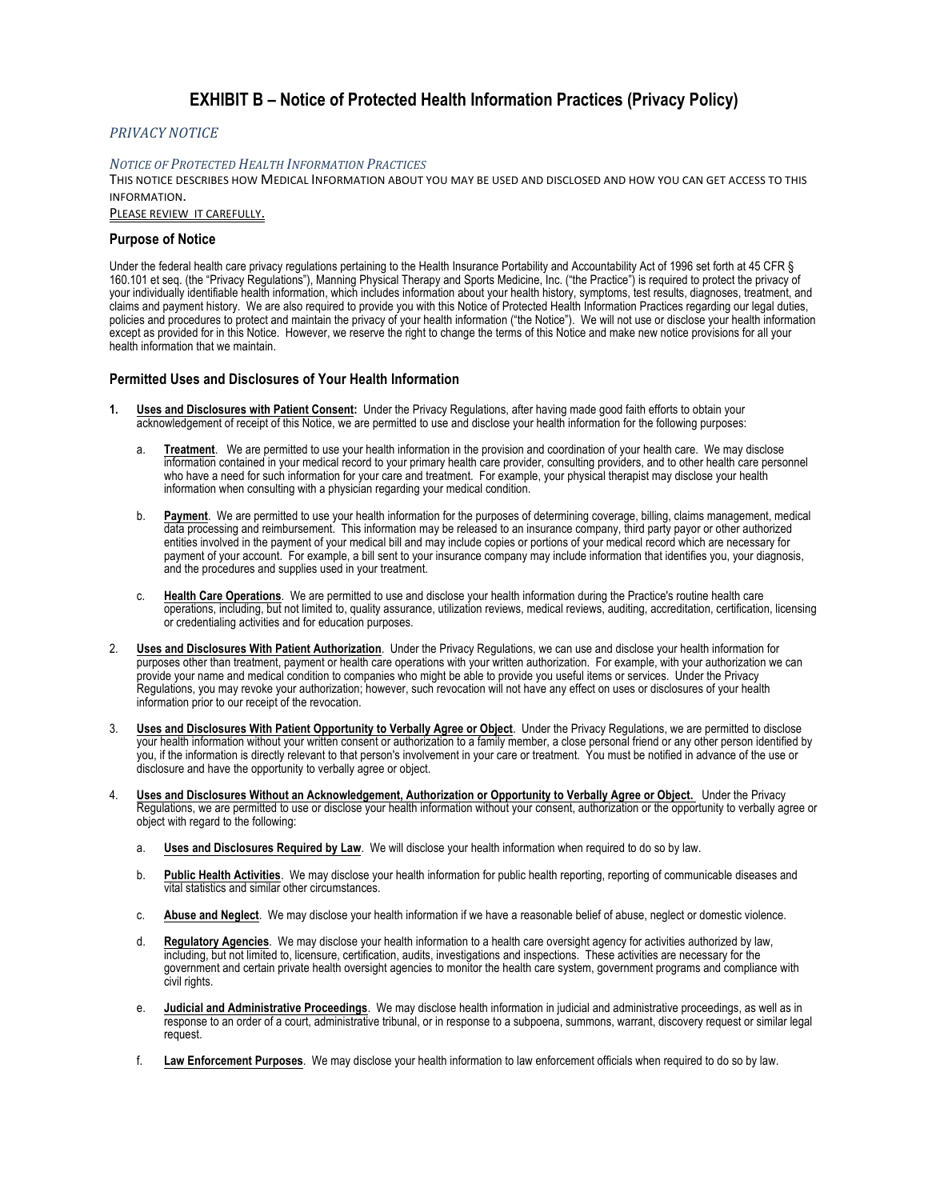# EXHIBIT B – Notice of Protected Health Information Practices (Privacy Policy)

*PRIVACY NOTICE*

*NOTICE OF PROTECTED HEALTH INFORMATION PRACTICES*

THIS NOTICE DESCRIBES HOW MEDICAL INFORMATION ABOUT YOU MAY BE USED AND DISCLOSED AND HOW YOU CAN GET ACCESS TO THIS INFORMATION.

PLEASE REVIEW IT CAREFULLY.

### Purpose of Notice

Under the federal health care privacy regulations pertaining to the Health Insurance Portability and Accountability Act of 1996 set forth at 45 CFR § 160.101 et seq. (the "Privacy Regulations"), Manning Physical Therapy and Sports Medicine, Inc. ("the Practice") is required to protect the privacy of your individually identifiable health information, which includes information about your health history, symptoms, test results, diagnoses, treatment, and claims and payment history. We are also required to provide you with this Notice of Protected Health Information Practices regarding our legal duties, policies and procedures to protect and maintain the privacy of your health information ("the Notice"). We will not use or disclose your health information except as provided for in this Notice. However, we reserve the right to change the terms of this Notice and make new notice provisions for all your health information that we maintain.

### Permitted Uses and Disclosures of Your Health Information

1. **Uses and Disclosures with Patient Consent:** Under the Privacy Regulations, after having made good faith efforts to obtain your acknowledgement of receipt of this Notice, we are permitted to use and disclose your health information for the following purposes:

   a. **Treatment**. We are permitted to use your health information in the provision and coordination of your health care. We may disclose information contained in your medical record to your primary health care provider, consulting providers, and to other health care personnel who have a need for such information for your care and treatment. For example, your physical therapist may disclose your health information when consulting with a physician regarding your medical condition.

   b. **Payment**. We are permitted to use your health information for the purposes of determining coverage, billing, claims management, medical data processing and reimbursement. This information may be released to an insurance company, third party payor or other authorized entities involved in the payment of your medical bill and may include copies or portions of your medical record which are necessary for payment of your account. For example, a bill sent to your insurance company may include information that identifies you, your diagnosis, and the procedures and supplies used in your treatment.

   c. **Health Care Operations**. We are permitted to use and disclose your health information during the Practice's routine health care operations, including, but not limited to, quality assurance, utilization reviews, medical reviews, auditing, accreditation, certification, licensing or credentialing activities and for education purposes.

2. **Uses and Disclosures With Patient Authorization**. Under the Privacy Regulations, we can use and disclose your health information for purposes other than treatment, payment or health care operations with your written authorization. For example, with your authorization we can provide your name and medical condition to companies who might be able to provide you useful items or services. Under the Privacy Regulations, you may revoke your authorization; however, such revocation will not have any effect on uses or disclosures of your health information prior to our receipt of the revocation.

3. **Uses and Disclosures With Patient Opportunity to Verbally Agree or Object**. Under the Privacy Regulations, we are permitted to disclose your health information without your written consent or authorization to a family member, a close personal friend or any other person identified by you, if the information is directly relevant to that person's involvement in your care or treatment. You must be notified in advance of the use or disclosure and have the opportunity to verbally agree or object.

4. **Uses and Disclosures Without an Acknowledgement, Authorization or Opportunity to Verbally Agree or Object.** Under the Privacy Regulations, we are permitted to use or disclose your health information without your consent, authorization or the opportunity to verbally agree or object with regard to the following:

   a. **Uses and Disclosures Required by Law**. We will disclose your health information when required to do so by law.

   b. **Public Health Activities**. We may disclose your health information for public health reporting, reporting of communicable diseases and vital statistics and similar other circumstances.

   c. **Abuse and Neglect**. We may disclose your health information if we have a reasonable belief of abuse, neglect or domestic violence.

   d. **Regulatory Agencies**. We may disclose your health information to a health care oversight agency for activities authorized by law, including, but not limited to, licensure, certification, audits, investigations and inspections. These activities are necessary for the government and certain private health oversight agencies to monitor the health care system, government programs and compliance with civil rights.

   e. **Judicial and Administrative Proceedings**. We may disclose health information in judicial and administrative proceedings, as well as in response to an order of a court, administrative tribunal, or in response to a subpoena, summons, warrant, discovery request or similar legal request.

   f. **Law Enforcement Purposes**. We may disclose your health information to law enforcement officials when required to do so by law.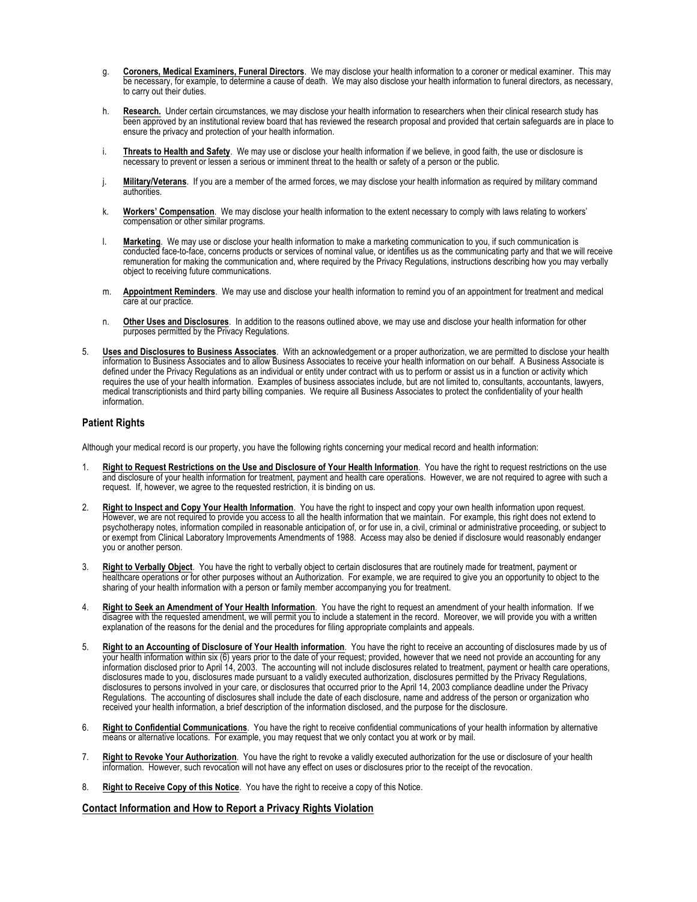g. **Coroners, Medical Examiners, Funeral Directors**. We may disclose your health information to a coroner or medical examiner. This may be necessary, for example, to determine a cause of death. We may also disclose your health information to funeral directors, as necessary, to carry out their duties.

h. **Research.** Under certain circumstances, we may disclose your health information to researchers when their clinical research study has been approved by an institutional review board that has reviewed the research proposal and provided that certain safeguards are in place to ensure the privacy and protection of your health information.

i. **Threats to Health and Safety**. We may use or disclose your health information if we believe, in good faith, the use or disclosure is necessary to prevent or lessen a serious or imminent threat to the health or safety of a person or the public.

j. **Military/Veterans**. If you are a member of the armed forces, we may disclose your health information as required by military command authorities.

k. **Workers' Compensation**. We may disclose your health information to the extent necessary to comply with laws relating to workers' compensation or other similar programs.

l. **Marketing**. We may use or disclose your health information to make a marketing communication to you, if such communication is conducted face-to-face, concerns products or services of nominal value, or identifies us as the communicating party and that we will receive remuneration for making the communication and, where required by the Privacy Regulations, instructions describing how you may verbally object to receiving future communications.

m. **Appointment Reminders**. We may use and disclose your health information to remind you of an appointment for treatment and medical care at our practice.

n. **Other Uses and Disclosures**. In addition to the reasons outlined above, we may use and disclose your health information for other purposes permitted by the Privacy Regulations.

5. **Uses and Disclosures to Business Associates**. With an acknowledgement or a proper authorization, we are permitted to disclose your health information to Business Associates and to allow Business Associates to receive your health information on our behalf. A Business Associate is defined under the Privacy Regulations as an individual or entity under contract with us to perform or assist us in a function or activity which requires the use of your health information. Examples of business associates include, but are not limited to, consultants, accountants, lawyers, medical transcriptionists and third party billing companies. We require all Business Associates to protect the confidentiality of your health information.

## Patient Rights

Although your medical record is our property, you have the following rights concerning your medical record and health information:

1. **Right to Request Restrictions on the Use and Disclosure of Your Health Information**. You have the right to request restrictions on the use and disclosure of your health information for treatment, payment and health care operations. However, we are not required to agree with such a request. If, however, we agree to the requested restriction, it is binding on us.

2. **Right to Inspect and Copy Your Health Information**. You have the right to inspect and copy your own health information upon request. However, we are not required to provide you access to all the health information that we maintain. For example, this right does not extend to psychotherapy notes, information compiled in reasonable anticipation of, or for use in, a civil, criminal or administrative proceeding, or subject to or exempt from Clinical Laboratory Improvements Amendments of 1988. Access may also be denied if disclosure would reasonably endanger you or another person.

3. **Right to Verbally Object**. You have the right to verbally object to certain disclosures that are routinely made for treatment, payment or healthcare operations or for other purposes without an Authorization. For example, we are required to give you an opportunity to object to the sharing of your health information with a person or family member accompanying you for treatment.

4. **Right to Seek an Amendment of Your Health Information**. You have the right to request an amendment of your health information. If we disagree with the requested amendment, we will permit you to include a statement in the record. Moreover, we will provide you with a written explanation of the reasons for the denial and the procedures for filing appropriate complaints and appeals.

5. **Right to an Accounting of Disclosure of Your Health information**. You have the right to receive an accounting of disclosures made by us of your health information within six (6) years prior to the date of your request; provided, however that we need not provide an accounting for any information disclosed prior to April 14, 2003. The accounting will not include disclosures related to treatment, payment or health care operations, disclosures made to you, disclosures made pursuant to a validly executed authorization, disclosures permitted by the Privacy Regulations, disclosures to persons involved in your care, or disclosures that occurred prior to the April 14, 2003 compliance deadline under the Privacy Regulations. The accounting of disclosures shall include the date of each disclosure, name and address of the person or organization who received your health information, a brief description of the information disclosed, and the purpose for the disclosure.

6. **Right to Confidential Communications**. You have the right to receive confidential communications of your health information by alternative means or alternative locations. For example, you may request that we only contact you at work or by mail.

7. **Right to Revoke Your Authorization**. You have the right to revoke a validly executed authorization for the use or disclosure of your health information. However, such revocation will not have any effect on uses or disclosures prior to the receipt of the revocation.

8. **Right to Receive Copy of this Notice**. You have the right to receive a copy of this Notice.

## Contact Information and How to Report a Privacy Rights Violation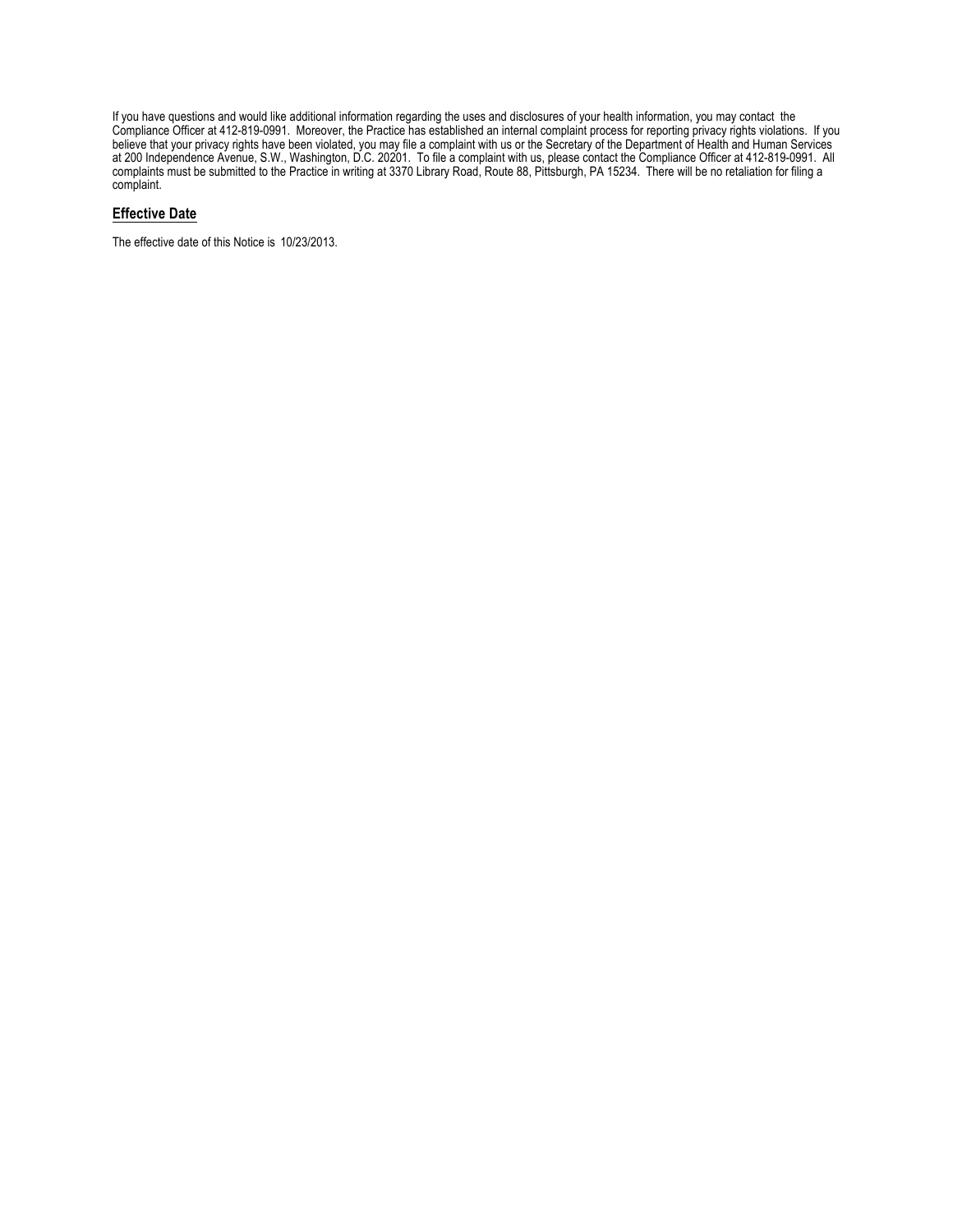If you have questions and would like additional information regarding the uses and disclosures of your health information, you may contact the Compliance Officer at 412-819-0991. Moreover, the Practice has established an internal complaint process for reporting privacy rights violations. If you believe that your privacy rights have been violated, you may file a complaint with us or the Secretary of the Department of Health and Human Services at 200 Independence Avenue, S.W., Washington, D.C. 20201. To file a complaint with us, please contact the Compliance Officer at 412-819-0991. All complaints must be submitted to the Practice in writing at 3370 Library Road, Route 88, Pittsburgh, PA 15234. There will be no retaliation for filing a complaint.

## Effective Date

The effective date of this Notice is 10/23/2013.